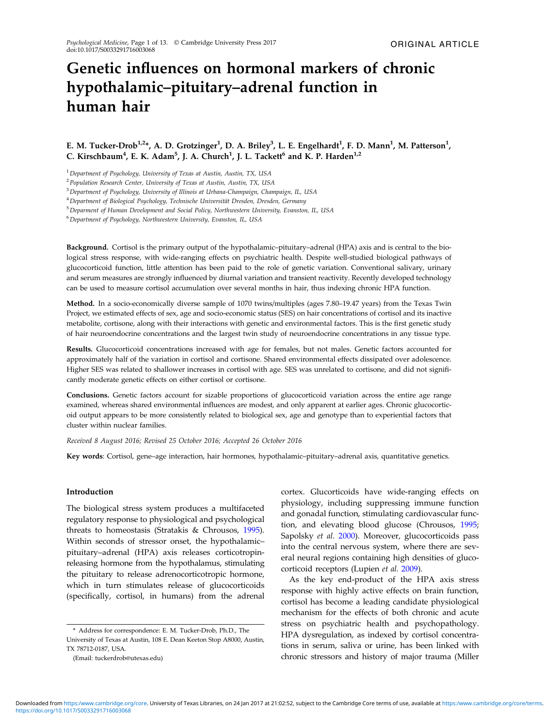ORIGINAL ARTICLE

# Genetic influences on hormonal markers of chronic hypothalamic–pituitary–adrenal function in human hair

**E. M. Tucker-Drob[1,2]*, A. D. Grotzinger[1], D. A. Briley[3], L. E. Engelhardt[1], F. D. Mann[1], M. Patterson[1], C. Kirschbaum[4], E. K. Adam[5], J. A. Church[1], J. L. Tackett[6] and K. P. Harden[1,2]**

[1] *Department of Psychology, University of Texas at Austin, Austin, TX, USA*
[2] *Population Research Center, University of Texas at Austin, Austin, TX, USA*
[3] *Department of Psychology, University of Illinois at Urbana-Champaign, Champaign, IL, USA*
[4] *Department of Biological Psychology, Technische Universität Dresden, Dresden, Germany*
[5] *Deparment of Human Development and Social Policy, Northwestern University, Evanston, IL, USA*
[6] *Department of Psychology, Northwestern University, Evanston, IL, USA*

**Background.** Cortisol is the primary output of the hypothalamic–pituitary–adrenal (HPA) axis and is central to the biological stress response, with wide-ranging effects on psychiatric health. Despite well-studied biological pathways of glucocorticoid function, little attention has been paid to the role of genetic variation. Conventional salivary, urinary and serum measures are strongly influenced by diurnal variation and transient reactivity. Recently developed technology can be used to measure cortisol accumulation over several months in hair, thus indexing chronic HPA function.

**Method.** In a socio-economically diverse sample of 1070 twins/multiples (ages 7.80–19.47 years) from the Texas Twin Project, we estimated effects of sex, age and socio-economic status (SES) on hair concentrations of cortisol and its inactive metabolite, cortisone, along with their interactions with genetic and environmental factors. This is the first genetic study of hair neuroendocrine concentrations and the largest twin study of neuroendocrine concentrations in any tissue type.

**Results.** Glucocorticoid concentrations increased with age for females, but not males. Genetic factors accounted for approximately half of the variation in cortisol and cortisone. Shared environmental effects dissipated over adolescence. Higher SES was related to shallower increases in cortisol with age. SES was unrelated to cortisone, and did not significantly moderate genetic effects on either cortisol or cortisone.

**Conclusions.** Genetic factors account for sizable proportions of glucocorticoid variation across the entire age range examined, whereas shared environmental influences are modest, and only apparent at earlier ages. Chronic glucocorticoid output appears to be more consistently related to biological sex, age and genotype than to experiential factors that cluster within nuclear families.

*Received 8 August 2016; Revised 25 October 2016; Accepted 26 October 2016*

**Key words**: Cortisol, gene–age interaction, hair hormones, hypothalamic–pituitary–adrenal axis, quantitative genetics.

## Introduction

The biological stress system produces a multifaceted regulatory response to physiological and psychological threats to homeostasis (Stratakis & Chrousos, 1995). Within seconds of stressor onset, the hypothalamic–pituitary–adrenal (HPA) axis releases corticotropin-releasing hormone from the hypothalamus, stimulating the pituitary to release adrenocorticotropic hormone, which in turn stimulates release of glucocorticoids (specifically, cortisol, in humans) from the adrenal cortex. Glurcorticoids have wide-ranging effects on physiology, including suppressing immune function and gonadal function, stimulating cardiovascular function, and elevating blood glucose (Chrousos, 1995; Sapolsky *et al*. 2000). Moreover, glucocorticoids pass into the central nervous system, where there are several neural regions containing high densities of glucocorticoid receptors (Lupien *et al*. 2009).

As the key end-product of the HPA axis stress response with highly active effects on brain function, cortisol has become a leading candidate physiological mechanism for the effects of both chronic and acute stress on psychiatric health and psychopathology. HPA dysregulation, as indexed by cortisol concentrations in serum, saliva or urine, has been linked with chronic stressors and history of major trauma (Miller

* Address for correspondence: E. M. Tucker-Drob, Ph.D., The University of Texas at Austin, 108 E. Dean Keeton Stop A8000, Austin, TX 78712-0187, USA.

(Email: tuckerdrob@utexas.edu)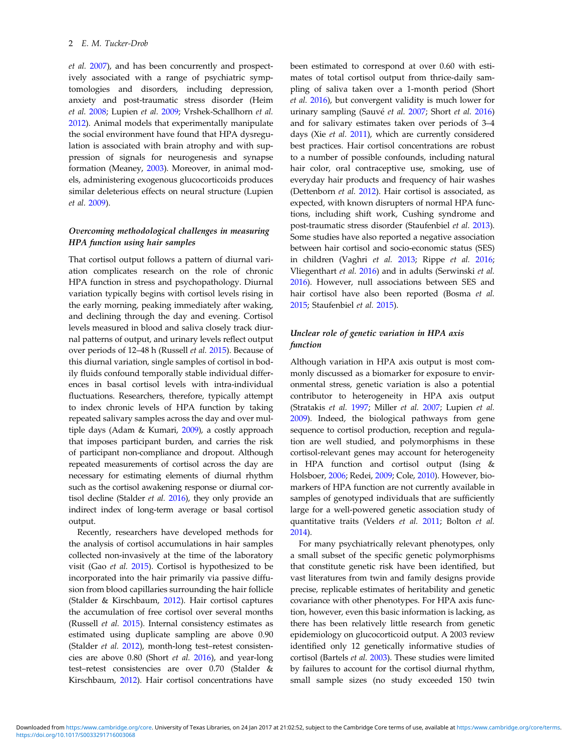*et al.* 2007), and has been concurrently and prospectively associated with a range of psychiatric symptomologies and disorders, including depression, anxiety and post-traumatic stress disorder (Heim *et al.* 2008; Lupien *et al.* 2009; Vrshek-Schallhorn *et al.* 2012). Animal models that experimentally manipulate the social environment have found that HPA dysregulation is associated with brain atrophy and with suppression of signals for neurogenesis and synapse formation (Meaney, 2003). Moreover, in animal models, administering exogenous glucocorticoids produces similar deleterious effects on neural structure (Lupien *et al.* 2009).

### *Overcoming methodological challenges in measuring HPA function using hair samples*

That cortisol output follows a pattern of diurnal variation complicates research on the role of chronic HPA function in stress and psychopathology. Diurnal variation typically begins with cortisol levels rising in the early morning, peaking immediately after waking, and declining through the day and evening. Cortisol levels measured in blood and saliva closely track diurnal patterns of output, and urinary levels reflect output over periods of 12–48 h (Russell *et al.* 2015). Because of this diurnal variation, single samples of cortisol in bodily fluids confound temporally stable individual differences in basal cortisol levels with intra-individual fluctuations. Researchers, therefore, typically attempt to index chronic levels of HPA function by taking repeated salivary samples across the day and over multiple days (Adam & Kumari, 2009), a costly approach that imposes participant burden, and carries the risk of participant non-compliance and dropout. Although repeated measurements of cortisol across the day are necessary for estimating elements of diurnal rhythm such as the cortisol awakening response or diurnal cortisol decline (Stalder *et al.* 2016), they only provide an indirect index of long-term average or basal cortisol output.

Recently, researchers have developed methods for the analysis of cortisol accumulations in hair samples collected non-invasively at the time of the laboratory visit (Gao *et al.* 2015). Cortisol is hypothesized to be incorporated into the hair primarily via passive diffusion from blood capillaries surrounding the hair follicle (Stalder & Kirschbaum, 2012). Hair cortisol captures the accumulation of free cortisol over several months (Russell *et al.* 2015). Internal consistency estimates as estimated using duplicate sampling are above 0.90 (Stalder *et al.* 2012), month-long test–retest consistencies are above 0.80 (Short *et al.* 2016), and year-long test–retest consistencies are over 0.70 (Stalder & Kirschbaum, 2012). Hair cortisol concentrations have been estimated to correspond at over 0.60 with estimates of total cortisol output from thrice-daily sampling of saliva taken over a 1-month period (Short *et al.* 2016), but convergent validity is much lower for urinary sampling (Sauvé *et al.* 2007; Short *et al.* 2016) and for salivary estimates taken over periods of 3–4 days (Xie *et al.* 2011), which are currently considered best practices. Hair cortisol concentrations are robust to a number of possible confounds, including natural hair color, oral contraceptive use, smoking, use of everyday hair products and frequency of hair washes (Dettenborn *et al.* 2012). Hair cortisol is associated, as expected, with known disrupters of normal HPA functions, including shift work, Cushing syndrome and post-traumatic stress disorder (Staufenbiel *et al.* 2013). Some studies have also reported a negative association between hair cortisol and socio-economic status (SES) in children (Vaghri *et al.* 2013; Rippe *et al.* 2016; Vliegenthart *et al.* 2016) and in adults (Serwinski *et al.* 2016). However, null associations between SES and hair cortisol have also been reported (Bosma *et al.* 2015; Staufenbiel *et al.* 2015).

### *Unclear role of genetic variation in HPA axis function*

Although variation in HPA axis output is most commonly discussed as a biomarker for exposure to environmental stress, genetic variation is also a potential contributor to heterogeneity in HPA axis output (Stratakis *et al.* 1997; Miller *et al.* 2007; Lupien *et al.* 2009). Indeed, the biological pathways from gene sequence to cortisol production, reception and regulation are well studied, and polymorphisms in these cortisol-relevant genes may account for heterogeneity in HPA function and cortisol output (Ising & Holsboer, 2006; Redei, 2009; Cole, 2010). However, biomarkers of HPA function are not currently available in samples of genotyped individuals that are sufficiently large for a well-powered genetic association study of quantitative traits (Velders *et al.* 2011; Bolton *et al.* 2014).

For many psychiatrically relevant phenotypes, only a small subset of the specific genetic polymorphisms that constitute genetic risk have been identified, but vast literatures from twin and family designs provide precise, replicable estimates of heritability and genetic covariance with other phenotypes. For HPA axis function, however, even this basic information is lacking, as there has been relatively little research from genetic epidemiology on glucocorticoid output. A 2003 review identified only 12 genetically informative studies of cortisol (Bartels *et al.* 2003). These studies were limited by failures to account for the cortisol diurnal rhythm, small sample sizes (no study exceeded 150 twin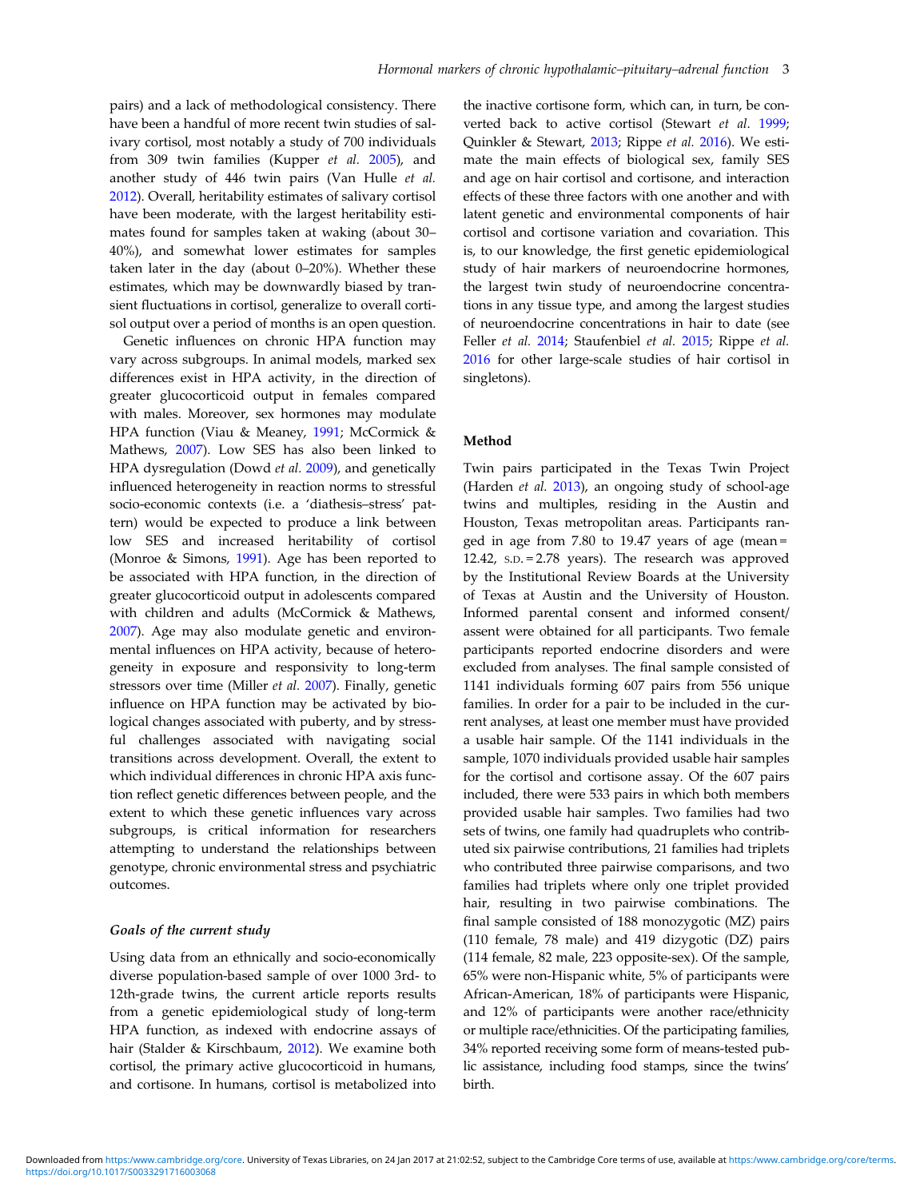pairs) and a lack of methodological consistency. There have been a handful of more recent twin studies of salivary cortisol, most notably a study of 700 individuals from 309 twin families (Kupper *et al.* 2005), and another study of 446 twin pairs (Van Hulle *et al.* 2012). Overall, heritability estimates of salivary cortisol have been moderate, with the largest heritability estimates found for samples taken at waking (about 30–40%), and somewhat lower estimates for samples taken later in the day (about 0–20%). Whether these estimates, which may be downwardly biased by transient fluctuations in cortisol, generalize to overall cortisol output over a period of months is an open question.

Genetic influences on chronic HPA function may vary across subgroups. In animal models, marked sex differences exist in HPA activity, in the direction of greater glucocorticoid output in females compared with males. Moreover, sex hormones may modulate HPA function (Viau & Meaney, 1991; McCormick & Mathews, 2007). Low SES has also been linked to HPA dysregulation (Dowd *et al.* 2009), and genetically influenced heterogeneity in reaction norms to stressful socio-economic contexts (i.e. a 'diathesis–stress' pattern) would be expected to produce a link between low SES and increased heritability of cortisol (Monroe & Simons, 1991). Age has been reported to be associated with HPA function, in the direction of greater glucocorticoid output in adolescents compared with children and adults (McCormick & Mathews, 2007). Age may also modulate genetic and environmental influences on HPA activity, because of heterogeneity in exposure and responsivity to long-term stressors over time (Miller *et al.* 2007). Finally, genetic influence on HPA function may be activated by biological changes associated with puberty, and by stressful challenges associated with navigating social transitions across development. Overall, the extent to which individual differences in chronic HPA axis function reflect genetic differences between people, and the extent to which these genetic influences vary across subgroups, is critical information for researchers attempting to understand the relationships between genotype, chronic environmental stress and psychiatric outcomes.

### *Goals of the current study*

Using data from an ethnically and socio-economically diverse population-based sample of over 1000 3rd- to 12th-grade twins, the current article reports results from a genetic epidemiological study of long-term HPA function, as indexed with endocrine assays of hair (Stalder & Kirschbaum, 2012). We examine both cortisol, the primary active glucocorticoid in humans, and cortisone. In humans, cortisol is metabolized into the inactive cortisone form, which can, in turn, be converted back to active cortisol (Stewart *et al.* 1999; Quinkler & Stewart, 2013; Rippe *et al.* 2016). We estimate the main effects of biological sex, family SES and age on hair cortisol and cortisone, and interaction effects of these three factors with one another and with latent genetic and environmental components of hair cortisol and cortisone variation and covariation. This is, to our knowledge, the first genetic epidemiological study of hair markers of neuroendocrine hormones, the largest twin study of neuroendocrine concentrations in any tissue type, and among the largest studies of neuroendocrine concentrations in hair to date (see Feller *et al.* 2014; Staufenbiel *et al.* 2015; Rippe *et al.* 2016 for other large-scale studies of hair cortisol in singletons).

## Method

Twin pairs participated in the Texas Twin Project (Harden *et al.* 2013), an ongoing study of school-age twins and multiples, residing in the Austin and Houston, Texas metropolitan areas. Participants ranged in age from 7.80 to 19.47 years of age (mean = 12.42, S.D. = 2.78 years). The research was approved by the Institutional Review Boards at the University of Texas at Austin and the University of Houston. Informed parental consent and informed consent/assent were obtained for all participants. Two female participants reported endocrine disorders and were excluded from analyses. The final sample consisted of 1141 individuals forming 607 pairs from 556 unique families. In order for a pair to be included in the current analyses, at least one member must have provided a usable hair sample. Of the 1141 individuals in the sample, 1070 individuals provided usable hair samples for the cortisol and cortisone assay. Of the 607 pairs included, there were 533 pairs in which both members provided usable hair samples. Two families had two sets of twins, one family had quadruplets who contributed six pairwise contributions, 21 families had triplets who contributed three pairwise comparisons, and two families had triplets where only one triplet provided hair, resulting in two pairwise combinations. The final sample consisted of 188 monozygotic (MZ) pairs (110 female, 78 male) and 419 dizygotic (DZ) pairs (114 female, 82 male, 223 opposite-sex). Of the sample, 65% were non-Hispanic white, 5% of participants were African-American, 18% of participants were Hispanic, and 12% of participants were another race/ethnicity or multiple race/ethnicities. Of the participating families, 34% reported receiving some form of means-tested public assistance, including food stamps, since the twins' birth.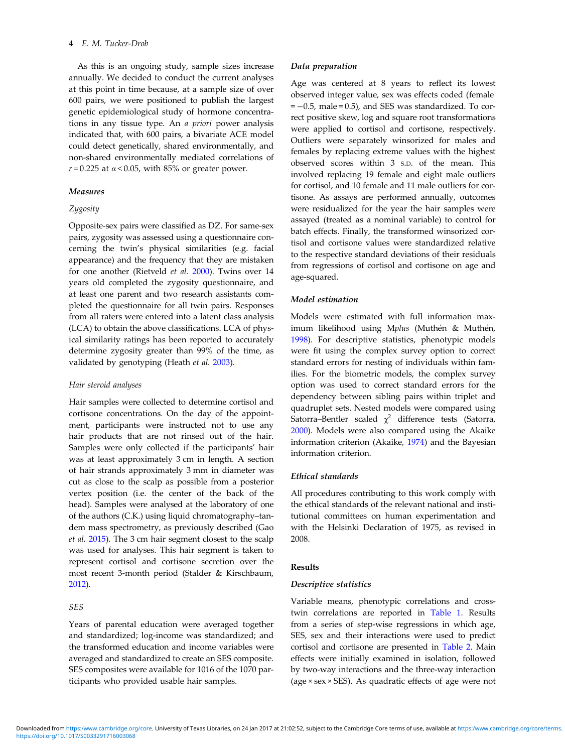As this is an ongoing study, sample sizes increase annually. We decided to conduct the current analyses at this point in time because, at a sample size of over 600 pairs, we were positioned to publish the largest genetic epidemiological study of hormone concentrations in any tissue type. An *a priori* power analysis indicated that, with 600 pairs, a bivariate ACE model could detect genetically, shared environmentally, and non-shared environmentally mediated correlations of $r = 0.225$ at $\alpha < 0.05$, with 85% or greater power.

### Measures

#### *Zygosity*

Opposite-sex pairs were classified as DZ. For same-sex pairs, zygosity was assessed using a questionnaire concerning the twin's physical similarities (e.g. facial appearance) and the frequency that they are mistaken for one another (Rietveld *et al.* 2000). Twins over 14 years old completed the zygosity questionnaire, and at least one parent and two research assistants completed the questionnaire for all twin pairs. Responses from all raters were entered into a latent class analysis (LCA) to obtain the above classifications. LCA of physical similarity ratings has been reported to accurately determine zygosity greater than 99% of the time, as validated by genotyping (Heath *et al.* 2003).

#### *Hair steroid analyses*

Hair samples were collected to determine cortisol and cortisone concentrations. On the day of the appointment, participants were instructed not to use any hair products that are not rinsed out of the hair. Samples were only collected if the participants' hair was at least approximately 3 cm in length. A section of hair strands approximately 3 mm in diameter was cut as close to the scalp as possible from a posterior vertex position (i.e. the center of the back of the head). Samples were analysed at the laboratory of one of the authors (C.K.) using liquid chromatography–tandem mass spectrometry, as previously described (Gao *et al.* 2015). The 3 cm hair segment closest to the scalp was used for analyses. This hair segment is taken to represent cortisol and cortisone secretion over the most recent 3-month period (Stalder & Kirschbaum, 2012).

#### *SES*

Years of parental education were averaged together and standardized; log-income was standardized; and the transformed education and income variables were averaged and standardized to create an SES composite. SES composites were available for 1016 of the 1070 participants who provided usable hair samples.

### Data preparation

Age was centered at 8 years to reflect its lowest observed integer value, sex was effects coded (female = −0.5, male = 0.5), and SES was standardized. To correct positive skew, log and square root transformations were applied to cortisol and cortisone, respectively. Outliers were separately winsorized for males and females by replacing extreme values with the highest observed scores within 3 S.D. of the mean. This involved replacing 19 female and eight male outliers for cortisol, and 10 female and 11 male outliers for cortisone. As assays are performed annually, outcomes were residualized for the year the hair samples were assayed (treated as a nominal variable) to control for batch effects. Finally, the transformed winsorized cortisol and cortisone values were standardized relative to the respective standard deviations of their residuals from regressions of cortisol and cortisone on age and age-squared.

### Model estimation

Models were estimated with full information maximum likelihood using M*plus* (Muthén & Muthén, 1998). For descriptive statistics, phenotypic models were fit using the complex survey option to correct standard errors for nesting of individuals within families. For the biometric models, the complex survey option was used to correct standard errors for the dependency between sibling pairs within triplet and quadruplet sets. Nested models were compared using Satorra–Bentler scaled $\chi^2$ difference tests (Satorra, 2000). Models were also compared using the Akaike information criterion (Akaike, 1974) and the Bayesian information criterion.

### Ethical standards

All procedures contributing to this work comply with the ethical standards of the relevant national and institutional committees on human experimentation and with the Helsinki Declaration of 1975, as revised in 2008.

## Results

### Descriptive statistics

Variable means, phenotypic correlations and cross-twin correlations are reported in Table 1. Results from a series of step-wise regressions in which age, SES, sex and their interactions were used to predict cortisol and cortisone are presented in Table 2. Main effects were initially examined in isolation, followed by two-way interactions and the three-way interaction (age × sex × SES). As quadratic effects of age were not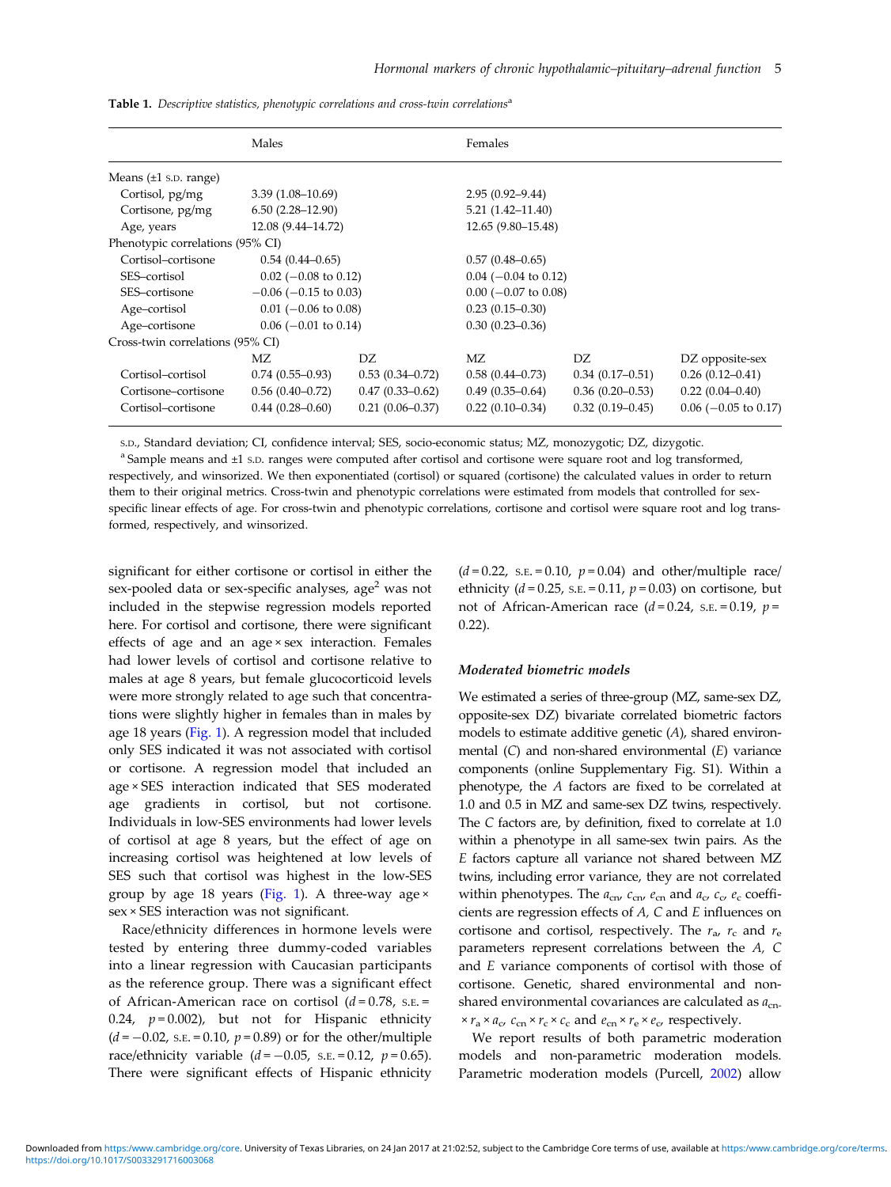**Table 1.** *Descriptive statistics, phenotypic correlations and cross-twin correlations*[a]

| | Males | | Females | | |
|---|---|---|---|---|---|
| Means (±1 S.D. range) | | | | | |
| Cortisol, pg/mg | 3.39 (1.08–10.69) | | 2.95 (0.92–9.44) | | |
| Cortisone, pg/mg | 6.50 (2.28–12.90) | | 5.21 (1.42–11.40) | | |
| Age, years | 12.08 (9.44–14.72) | | 12.65 (9.80–15.48) | | |
| Phenotypic correlations (95% CI) | | | | | |
| Cortisol–cortisone | 0.54 (0.44–0.65) | | 0.57 (0.48–0.65) | | |
| SES–cortisol | 0.02 (−0.08 to 0.12) | | 0.04 (−0.04 to 0.12) | | |
| SES–cortisone | −0.06 (−0.15 to 0.03) | | 0.00 (−0.07 to 0.08) | | |
| Age–cortisol | 0.01 (−0.06 to 0.08) | | 0.23 (0.15–0.30) | | |
| Age–cortisone | 0.06 (−0.01 to 0.14) | | 0.30 (0.23–0.36) | | |
| Cross-twin correlations (95% CI) | | | | | |
| | MZ | DZ | MZ | DZ | DZ opposite-sex |
| Cortisol–cortisol | 0.74 (0.55–0.93) | 0.53 (0.34–0.72) | 0.58 (0.44–0.73) | 0.34 (0.17–0.51) | 0.26 (0.12–0.41) |
| Cortisone–cortisone | 0.56 (0.40–0.72) | 0.47 (0.33–0.62) | 0.49 (0.35–0.64) | 0.36 (0.20–0.53) | 0.22 (0.04–0.40) |
| Cortisol–cortisone | 0.44 (0.28–0.60) | 0.21 (0.06–0.37) | 0.22 (0.10–0.34) | 0.32 (0.19–0.45) | 0.06 (−0.05 to 0.17) |

S.D., Standard deviation; CI, confidence interval; SES, socio-economic status; MZ, monozygotic; DZ, dizygotic.

[a] Sample means and ±1 S.D. ranges were computed after cortisol and cortisone were square root and log transformed, respectively, and winsorized. We then exponentiated (cortisol) or squared (cortisone) the calculated values in order to return them to their original metrics. Cross-twin and phenotypic correlations were estimated from models that controlled for sex-specific linear effects of age. For cross-twin and phenotypic correlations, cortisone and cortisol were square root and log transformed, respectively, and winsorized.

significant for either cortisone or cortisol in either the sex-pooled data or sex-specific analyses, age$^2$ was not included in the stepwise regression models reported here. For cortisol and cortisone, there were significant effects of age and an age × sex interaction. Females had lower levels of cortisol and cortisone relative to males at age 8 years, but female glucocorticoid levels were more strongly related to age such that concentrations were slightly higher in females than in males by age 18 years (Fig. 1). A regression model that included only SES indicated it was not associated with cortisol or cortisone. A regression model that included an age × SES interaction indicated that SES moderated age gradients in cortisol, but not cortisone. Individuals in low-SES environments had lower levels of cortisol at age 8 years, but the effect of age on increasing cortisol was heightened at low levels of SES such that cortisol was highest in the low-SES group by age 18 years (Fig. 1). A three-way age × sex × SES interaction was not significant.

Race/ethnicity differences in hormone levels were tested by entering three dummy-coded variables into a linear regression with Caucasian participants as the reference group. There was a significant effect of African-American race on cortisol ($d = 0.78$, S.E. = 0.24, $p = 0.002$), but not for Hispanic ethnicity ($d = -0.02$, S.E. = 0.10, $p = 0.89$) or for the other/multiple race/ethnicity variable ($d = -0.05$, S.E. = 0.12, $p = 0.65$). There were significant effects of Hispanic ethnicity ($d = 0.22$, S.E. = 0.10, $p = 0.04$) and other/multiple race/ethnicity ($d = 0.25$, S.E. = 0.11, $p = 0.03$) on cortisone, but not of African-American race ($d = 0.24$, S.E. = 0.19, $p = 0.22$).

### Moderated biometric models

We estimated a series of three-group (MZ, same-sex DZ, opposite-sex DZ) bivariate correlated biometric factors models to estimate additive genetic (*A*), shared environmental (*C*) and non-shared environmental (*E*) variance components (online Supplementary Fig. S1). Within a phenotype, the *A* factors are fixed to be correlated at 1.0 and 0.5 in MZ and same-sex DZ twins, respectively. The *C* factors are, by definition, fixed to correlate at 1.0 within a phenotype in all same-sex twin pairs. As the *E* factors capture all variance not shared between MZ twins, including error variance, they are not correlated within phenotypes. The $a_{cn}$, $c_{cn}$, $e_{cn}$ and $a_c$, $c_c$, $e_c$ coefficients are regression effects of *A*, *C* and *E* influences on cortisone and cortisol, respectively. The $r_a$, $r_c$ and $r_e$ parameters represent correlations between the *A*, *C* and *E* variance components of cortisol with those of cortisone. Genetic, shared environmental and non-shared environmental covariances are calculated as $a_{cn} \times r_a \times a_c$, $c_{cn} \times r_c \times c_c$ and $e_{cn} \times r_e \times e_c$, respectively.

We report results of both parametric moderation models and non-parametric moderation models. Parametric moderation models (Purcell, 2002) allow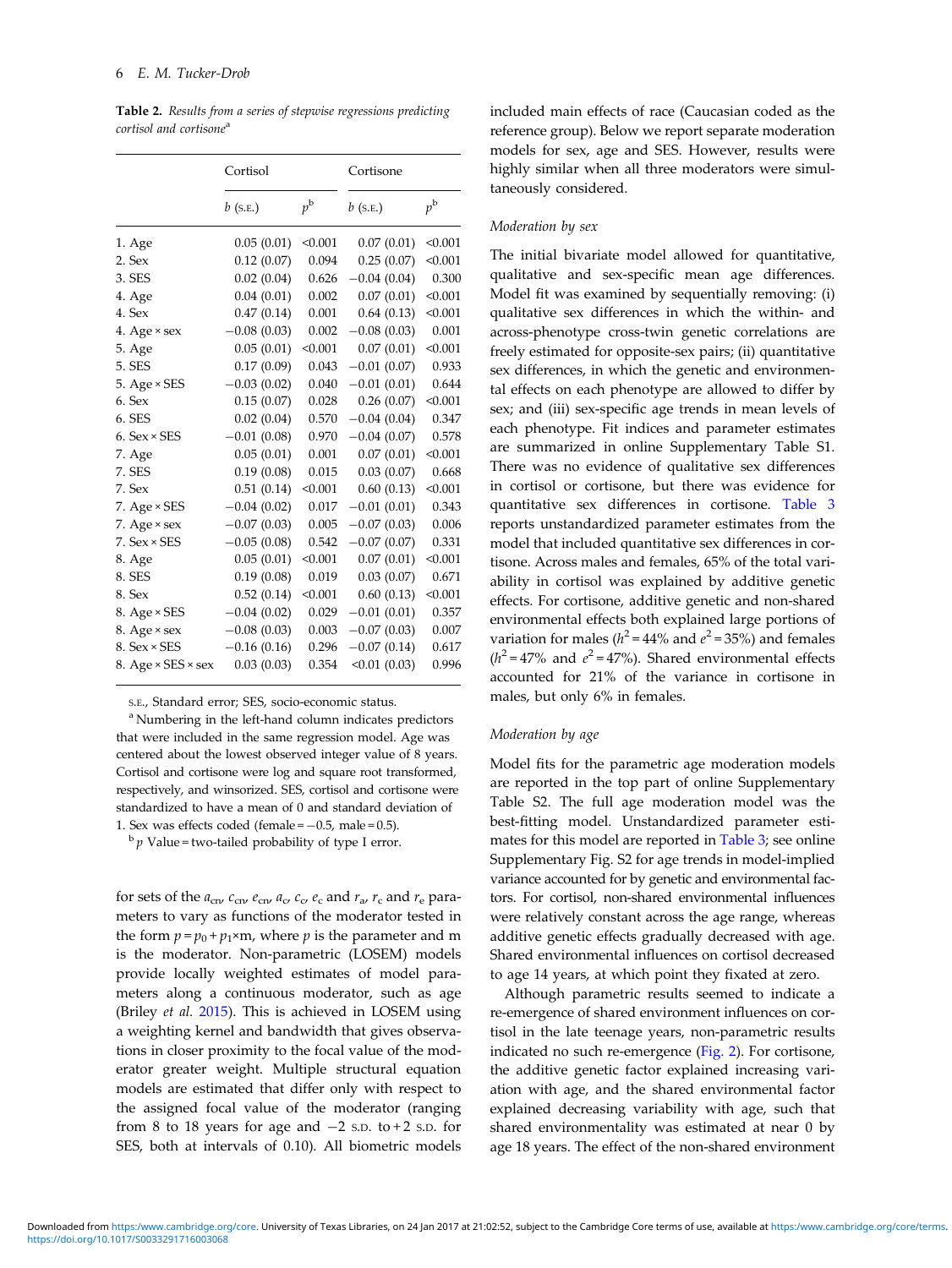**Table 2.** *Results from a series of stepwise regressions predicting cortisol and cortisone*[a]

| | Cortisol | | Cortisone | |
|---|---|---|---|---|
| | $b$ (S.E.) | $p$[b] | $b$ (S.E.) | $p$[b] |
| 1. Age | 0.05 (0.01) | <0.001 | 0.07 (0.01) | <0.001 |
| 2. Sex | 0.12 (0.07) | 0.094 | 0.25 (0.07) | <0.001 |
| 3. SES | 0.02 (0.04) | 0.626 | −0.04 (0.04) | 0.300 |
| 4. Age | 0.04 (0.01) | 0.002 | 0.07 (0.01) | <0.001 |
| 4. Sex | 0.47 (0.14) | 0.001 | 0.64 (0.13) | <0.001 |
| 4. Age × sex | −0.08 (0.03) | 0.002 | −0.08 (0.03) | 0.001 |
| 5. Age | 0.05 (0.01) | <0.001 | 0.07 (0.01) | <0.001 |
| 5. SES | 0.17 (0.09) | 0.043 | −0.01 (0.07) | 0.933 |
| 5. Age × SES | −0.03 (0.02) | 0.040 | −0.01 (0.01) | 0.644 |
| 6. Sex | 0.15 (0.07) | 0.028 | 0.26 (0.07) | <0.001 |
| 6. SES | 0.02 (0.04) | 0.570 | −0.04 (0.04) | 0.347 |
| 6. Sex × SES | −0.01 (0.08) | 0.970 | −0.04 (0.07) | 0.578 |
| 7. Age | 0.05 (0.01) | 0.001 | 0.07 (0.01) | <0.001 |
| 7. SES | 0.19 (0.08) | 0.015 | 0.03 (0.07) | 0.668 |
| 7. Sex | 0.51 (0.14) | <0.001 | 0.60 (0.13) | <0.001 |
| 7. Age × SES | −0.04 (0.02) | 0.017 | −0.01 (0.01) | 0.343 |
| 7. Age × sex | −0.07 (0.03) | 0.005 | −0.07 (0.03) | 0.006 |
| 7. Sex × SES | −0.05 (0.08) | 0.542 | −0.07 (0.07) | 0.331 |
| 8. Age | 0.05 (0.01) | <0.001 | 0.07 (0.01) | <0.001 |
| 8. SES | 0.19 (0.08) | 0.019 | 0.03 (0.07) | 0.671 |
| 8. Sex | 0.52 (0.14) | <0.001 | 0.60 (0.13) | <0.001 |
| 8. Age × SES | −0.04 (0.02) | 0.029 | −0.01 (0.01) | 0.357 |
| 8. Age × sex | −0.08 (0.03) | 0.003 | −0.07 (0.03) | 0.007 |
| 8. Sex × SES | −0.16 (0.16) | 0.296 | −0.07 (0.14) | 0.617 |
| 8. Age × SES × sex | 0.03 (0.03) | 0.354 | <0.01 (0.03) | 0.996 |

S.E., Standard error; SES, socio-economic status.

[a] Numbering in the left-hand column indicates predictors that were included in the same regression model. Age was centered about the lowest observed integer value of 8 years. Cortisol and cortisone were log and square root transformed, respectively, and winsorized. SES, cortisol and cortisone were standardized to have a mean of 0 and standard deviation of 1. Sex was effects coded (female = −0.5, male = 0.5).

[b] $p$ Value = two-tailed probability of type I error.

for sets of the $a_{cr}$, $c_{cr}$, $e_{cr}$, $a_c$, $c_c$, $e_c$ and $r_a$, $r_c$ and $r_e$ parameters to vary as functions of the moderator tested in the form $p = p_0 + p_1 \times \text{m}$, where $p$ is the parameter and m is the moderator. Non-parametric (LOSEM) models provide locally weighted estimates of model parameters along a continuous moderator, such as age (Briley *et al.* 2015). This is achieved in LOSEM using a weighting kernel and bandwidth that gives observations in closer proximity to the focal value of the moderator greater weight. Multiple structural equation models are estimated that differ only with respect to the assigned focal value of the moderator (ranging from 8 to 18 years for age and −2 S.D. to +2 S.D. for SES, both at intervals of 0.10). All biometric models included main effects of race (Caucasian coded as the reference group). Below we report separate moderation models for sex, age and SES. However, results were highly similar when all three moderators were simultaneously considered.

### Moderation by sex

The initial bivariate model allowed for quantitative, qualitative and sex-specific mean age differences. Model fit was examined by sequentially removing: (i) qualitative sex differences in which the within- and across-phenotype cross-twin genetic correlations are freely estimated for opposite-sex pairs; (ii) quantitative sex differences, in which the genetic and environmental effects on each phenotype are allowed to differ by sex; and (iii) sex-specific age trends in mean levels of each phenotype. Fit indices and parameter estimates are summarized in online Supplementary Table S1. There was no evidence of qualitative sex differences in cortisol or cortisone, but there was evidence for quantitative sex differences in cortisone. Table 3 reports unstandardized parameter estimates from the model that included quantitative sex differences in cortisone. Across males and females, 65% of the total variability in cortisol was explained by additive genetic effects. For cortisone, additive genetic and non-shared environmental effects both explained large portions of variation for males ($h^2$ = 44% and $e^2$ = 35%) and females ($h^2$ = 47% and $e^2$ = 47%). Shared environmental effects accounted for 21% of the variance in cortisone in males, but only 6% in females.

### Moderation by age

Model fits for the parametric age moderation models are reported in the top part of online Supplementary Table S2. The full age moderation model was the best-fitting model. Unstandardized parameter estimates for this model are reported in Table 3; see online Supplementary Fig. S2 for age trends in model-implied variance accounted for by genetic and environmental factors. For cortisol, non-shared environmental influences were relatively constant across the age range, whereas additive genetic effects gradually decreased with age. Shared environmental influences on cortisol decreased to age 14 years, at which point they fixated at zero.

Although parametric results seemed to indicate a re-emergence of shared environment influences on cortisol in the late teenage years, non-parametric results indicated no such re-emergence (Fig. 2). For cortisone, the additive genetic factor explained increasing variation with age, and the shared environmental factor explained decreasing variability with age, such that shared environmentality was estimated at near 0 by age 18 years. The effect of the non-shared environment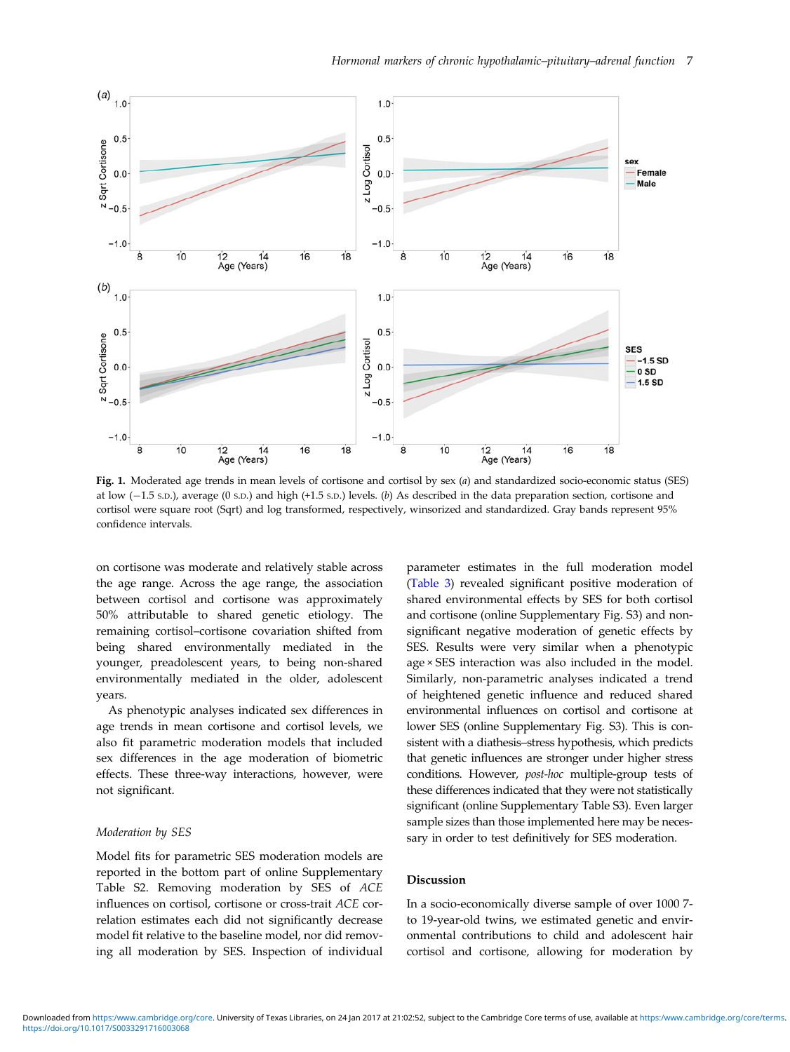**Fig. 1.** Moderated age trends in mean levels of cortisone and cortisol by sex (*a*) and standardized socio-economic status (SES) at low (−1.5 S.D.), average (0 S.D.) and high (+1.5 S.D.) levels. (*b*) As described in the data preparation section, cortisone and cortisol were square root (Sqrt) and log transformed, respectively, winsorized and standardized. Gray bands represent 95% confidence intervals.

on cortisone was moderate and relatively stable across the age range. Across the age range, the association between cortisol and cortisone was approximately 50% attributable to shared genetic etiology. The remaining cortisol–cortisone covariation shifted from being shared environmentally mediated in the younger, preadolescent years, to being non-shared environmentally mediated in the older, adolescent years.

As phenotypic analyses indicated sex differences in age trends in mean cortisone and cortisol levels, we also fit parametric moderation models that included sex differences in the age moderation of biometric effects. These three-way interactions, however, were not significant.

### Moderation by SES

Model fits for parametric SES moderation models are reported in the bottom part of online Supplementary Table S2. Removing moderation by SES of *ACE* influences on cortisol, cortisone or cross-trait *ACE* correlation estimates each did not significantly decrease model fit relative to the baseline model, nor did removing all moderation by SES. Inspection of individual parameter estimates in the full moderation model (Table 3) revealed significant positive moderation of shared environmental effects by SES for both cortisol and cortisone (online Supplementary Fig. S3) and non-significant negative moderation of genetic effects by SES. Results were very similar when a phenotypic age × SES interaction was also included in the model. Similarly, non-parametric analyses indicated a trend of heightened genetic influence and reduced shared environmental influences on cortisol and cortisone at lower SES (online Supplementary Fig. S3). This is consistent with a diathesis–stress hypothesis, which predicts that genetic influences are stronger under higher stress conditions. However, *post-hoc* multiple-group tests of these differences indicated that they were not statistically significant (online Supplementary Table S3). Even larger sample sizes than those implemented here may be necessary in order to test definitively for SES moderation.

## Discussion

In a socio-economically diverse sample of over 1000 7- to 19-year-old twins, we estimated genetic and environmental contributions to child and adolescent hair cortisol and cortisone, allowing for moderation by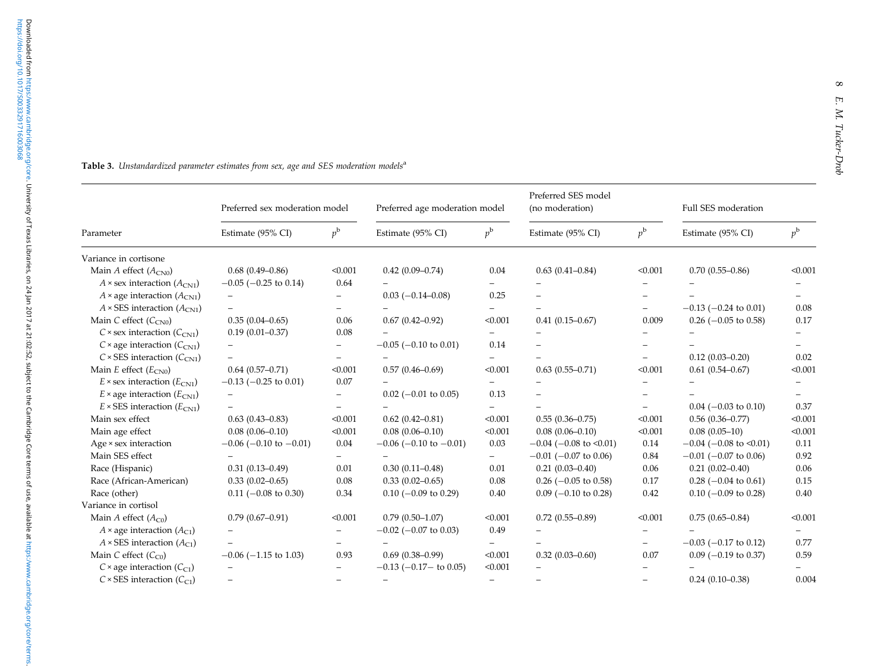**Table 3.** *Unstandardized parameter estimates from sex, age and SES moderation models*[a]

| Parameter | Preferred sex moderation model | | Preferred age moderation model | | Preferred SES model (no moderation) | | Full SES moderation | |
|---|---|---|---|---|---|---|---|---|
| | Estimate (95% CI) | $p$[b] | Estimate (95% CI) | $p$[b] | Estimate (95% CI) | $p$[b] | Estimate (95% CI) | $p$[b] |
| Variance in cortisone | | | | | | | | |
| Main *A* effect ($A_{CN0}$) | 0.68 (0.49–0.86) | <0.001 | 0.42 (0.09–0.74) | 0.04 | 0.63 (0.41–0.84) | <0.001 | 0.70 (0.55–0.86) | <0.001 |
| *A* × sex interaction ($A_{CN1}$) | −0.05 (−0.25 to 0.14) | 0.64 | – | – | – | – | – | – |
| *A* × age interaction ($A_{CN1}$) | – | – | 0.03 (−0.14–0.08) | 0.25 | – | – | – | – |
| *A* × SES interaction ($A_{CN1}$) | – | – | – | – | – | – | −0.13 (−0.24 to 0.01) | 0.08 |
| Main *C* effect ($C_{CN0}$) | 0.35 (0.04–0.65) | 0.06 | 0.67 (0.42–0.92) | <0.001 | 0.41 (0.15–0.67) | 0.009 | 0.26 (−0.05 to 0.58) | 0.17 |
| *C* × sex interaction ($C_{CN1}$) | 0.19 (0.01–0.37) | 0.08 | – | – | – | – | – | – |
| *C* × age interaction ($C_{CN1}$) | – | – | −0.05 (−0.10 to 0.01) | 0.14 | – | – | – | – |
| *C* × SES interaction ($C_{CN1}$) | – | – | – | – | – | – | 0.12 (0.03–0.20) | 0.02 |
| Main *E* effect ($E_{CN0}$) | 0.64 (0.57–0.71) | <0.001 | 0.57 (0.46–0.69) | <0.001 | 0.63 (0.55–0.71) | <0.001 | 0.61 (0.54–0.67) | <0.001 |
| *E* × sex interaction ($E_{CN1}$) | −0.13 (−0.25 to 0.01) | 0.07 | – | – | – | – | – | – |
| *E* × age interaction ($E_{CN1}$) | – | – | 0.02 (−0.01 to 0.05) | 0.13 | – | – | – | – |
| *E* × SES interaction ($E_{CN1}$) | – | – | – | – | – | – | 0.04 (−0.03 to 0.10) | 0.37 |
| Main sex effect | 0.63 (0.43–0.83) | <0.001 | 0.62 (0.42–0.81) | <0.001 | 0.55 (0.36–0.75) | <0.001 | 0.56 (0.36–0.77) | <0.001 |
| Main age effect | 0.08 (0.06–0.10) | <0.001 | 0.08 (0.06–0.10) | <0.001 | 0.08 (0.06–0.10) | <0.001 | 0.08 (0.05–10) | <0.001 |
| Age × sex interaction | −0.06 (−0.10 to −0.01) | 0.04 | −0.06 (−0.10 to −0.01) | 0.03 | −0.04 (−0.08 to <0.01) | 0.14 | −0.04 (−0.08 to <0.01) | 0.11 |
| Main SES effect | – | – | – | – | −0.01 (−0.07 to 0.06) | 0.84 | −0.01 (−0.07 to 0.06) | 0.92 |
| Race (Hispanic) | 0.31 (0.13–0.49) | 0.01 | 0.30 (0.11–0.48) | 0.01 | 0.21 (0.03–0.40) | 0.06 | 0.21 (0.02–0.40) | 0.06 |
| Race (African-American) | 0.33 (0.02–0.65) | 0.08 | 0.33 (0.02–0.65) | 0.08 | 0.26 (−0.05 to 0.58) | 0.17 | 0.28 (−0.04 to 0.61) | 0.15 |
| Race (other) | 0.11 (−0.08 to 0.30) | 0.34 | 0.10 (−0.09 to 0.29) | 0.40 | 0.09 (−0.10 to 0.28) | 0.42 | 0.10 (−0.09 to 0.28) | 0.40 |
| Variance in cortisol | | | | | | | | |
| Main *A* effect ($A_{C0}$) | 0.79 (0.67–0.91) | <0.001 | 0.79 (0.50–1.07) | <0.001 | 0.72 (0.55–0.89) | <0.001 | 0.75 (0.65–0.84) | <0.001 |
| *A* × age interaction ($A_{C1}$) | – | – | −0.02 (−0.07 to 0.03) | 0.49 | – | – | – | – |
| *A* × SES interaction ($A_{C1}$) | – | – | – | – | – | – | −0.03 (−0.17 to 0.12) | 0.77 |
| Main *C* effect ($C_{C0}$) | −0.06 (−1.15 to 1.03) | 0.93 | 0.69 (0.38–0.99) | <0.001 | 0.32 (0.03–0.60) | 0.07 | 0.09 (−0.19 to 0.37) | 0.59 |
| *C* × age interaction ($C_{C1}$) | – | – | −0.13 (−0.17− to 0.05) | <0.001 | – | – | – | – |
| *C* × SES interaction ($C_{C1}$) | – | – | – | – | – | – | 0.24 (0.10–0.38) | 0.004 |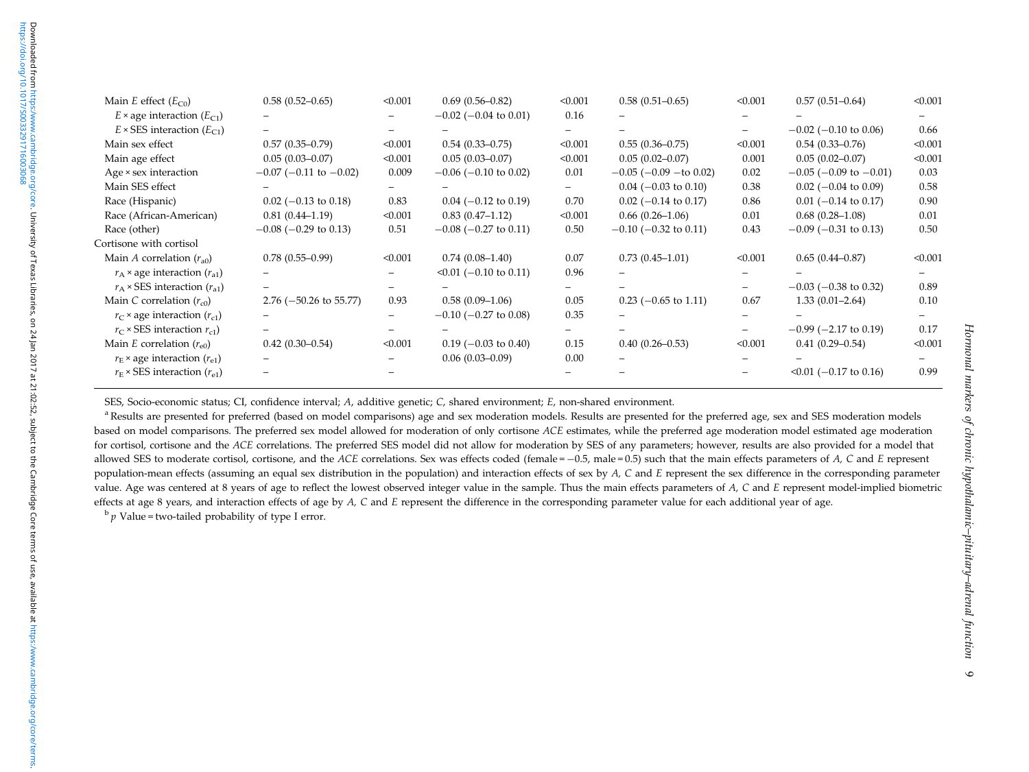| | | | | | | | | |
|---|---|---|---|---|---|---|---|---|
| Main *E* effect ($E_{C0}$) | 0.58 (0.52–0.65) | <0.001 | 0.69 (0.56–0.82) | <0.001 | 0.58 (0.51–0.65) | <0.001 | 0.57 (0.51–0.64) | <0.001 |
| *E* × age interaction ($E_{C1}$) | – | – | −0.02 (−0.04 to 0.01) | 0.16 | – | – | – | – |
| *E* × SES interaction ($E_{C1}$) | – | – | – | – | – | – | −0.02 (−0.10 to 0.06) | 0.66 |
| Main sex effect | 0.57 (0.35–0.79) | <0.001 | 0.54 (0.33–0.75) | <0.001 | 0.55 (0.36–0.75) | <0.001 | 0.54 (0.33–0.76) | <0.001 |
| Main age effect | 0.05 (0.03–0.07) | <0.001 | 0.05 (0.03–0.07) | <0.001 | 0.05 (0.02–0.07) | 0.001 | 0.05 (0.02–0.07) | <0.001 |
| Age × sex interaction | −0.07 (−0.11 to −0.02) | 0.009 | −0.06 (−0.10 to 0.02) | 0.01 | −0.05 (−0.09 −to 0.02) | 0.02 | −0.05 (−0.09 to −0.01) | 0.03 |
| Main SES effect | – | – | – | – | 0.04 (−0.03 to 0.10) | 0.38 | 0.02 (−0.04 to 0.09) | 0.58 |
| Race (Hispanic) | 0.02 (−0.13 to 0.18) | 0.83 | 0.04 (−0.12 to 0.19) | 0.70 | 0.02 (−0.14 to 0.17) | 0.86 | 0.01 (−0.14 to 0.17) | 0.90 |
| Race (African-American) | 0.81 (0.44–1.19) | <0.001 | 0.83 (0.47–1.12) | <0.001 | 0.66 (0.26–1.06) | 0.01 | 0.68 (0.28–1.08) | 0.01 |
| Race (other) | −0.08 (−0.29 to 0.13) | 0.51 | −0.08 (−0.27 to 0.11) | 0.50 | −0.10 (−0.32 to 0.11) | 0.43 | −0.09 (−0.31 to 0.13) | 0.50 |
| Cortisone with cortisol | | | | | | | | |
| Main *A* correlation ($r_{a0}$) | 0.78 (0.55–0.99) | <0.001 | 0.74 (0.08–1.40) | 0.07 | 0.73 (0.45–1.01) | <0.001 | 0.65 (0.44–0.87) | <0.001 |
| $r_A$ × age interaction ($r_{a1}$) | – | – | <0.01 (−0.10 to 0.11) | 0.96 | – | – | – | – |
| $r_A$ × SES interaction ($r_{a1}$) | – | – | – | – | – | – | −0.03 (−0.38 to 0.32) | 0.89 |
| Main *C* correlation ($r_{c0}$) | 2.76 (−50.26 to 55.77) | 0.93 | 0.58 (0.09–1.06) | 0.05 | 0.23 (−0.65 to 1.11) | 0.67 | 1.33 (0.01–2.64) | 0.10 |
| $r_C$ × age interaction ($r_{c1}$) | – | – | −0.10 (−0.27 to 0.08) | 0.35 | – | – | – | – |
| $r_C$ × SES interaction $r_{c1}$) | – | – | – | – | – | – | −0.99 (−2.17 to 0.19) | 0.17 |
| Main *E* correlation ($r_{e0}$) | 0.42 (0.30–0.54) | <0.001 | 0.19 (−0.03 to 0.40) | 0.15 | 0.40 (0.26–0.53) | <0.001 | 0.41 (0.29–0.54) | <0.001 |
| $r_E$ × age interaction ($r_{e1}$) | – | – | 0.06 (0.03–0.09) | 0.00 | – | – | – | – |
| $r_E$ × SES interaction ($r_{e1}$) | – | – | | – | – | – | <0.01 (−0.17 to 0.16) | 0.99 |

SES, Socio-economic status; CI, confidence interval; *A*, additive genetic; *C*, shared environment; *E*, non-shared environment.

[a] Results are presented for preferred (based on model comparisons) age and sex moderation models. Results are presented for the preferred age, sex and SES moderation models based on model comparisons. The preferred sex model allowed for moderation of only cortisone *ACE* estimates, while the preferred age moderation model estimated age moderation for cortisol, cortisone and the *ACE* correlations. The preferred SES model did not allow for moderation by SES of any parameters; however, results are also provided for a model that allowed SES to moderate cortisol, cortisone, and the *ACE* correlations. Sex was effects coded (female = −0.5, male = 0.5) such that the main effects parameters of *A, C* and *E* represent population-mean effects (assuming an equal sex distribution in the population) and interaction effects of sex by *A, C* and *E* represent the sex difference in the corresponding parameter value. Age was centered at 8 years of age to reflect the lowest observed integer value in the sample. Thus the main effects parameters of *A, C* and *E* represent model-implied biometric effects at age 8 years, and interaction effects of age by *A, C* and *E* represent the difference in the corresponding parameter value for each additional year of age.

[b] *p* Value = two-tailed probability of type I error.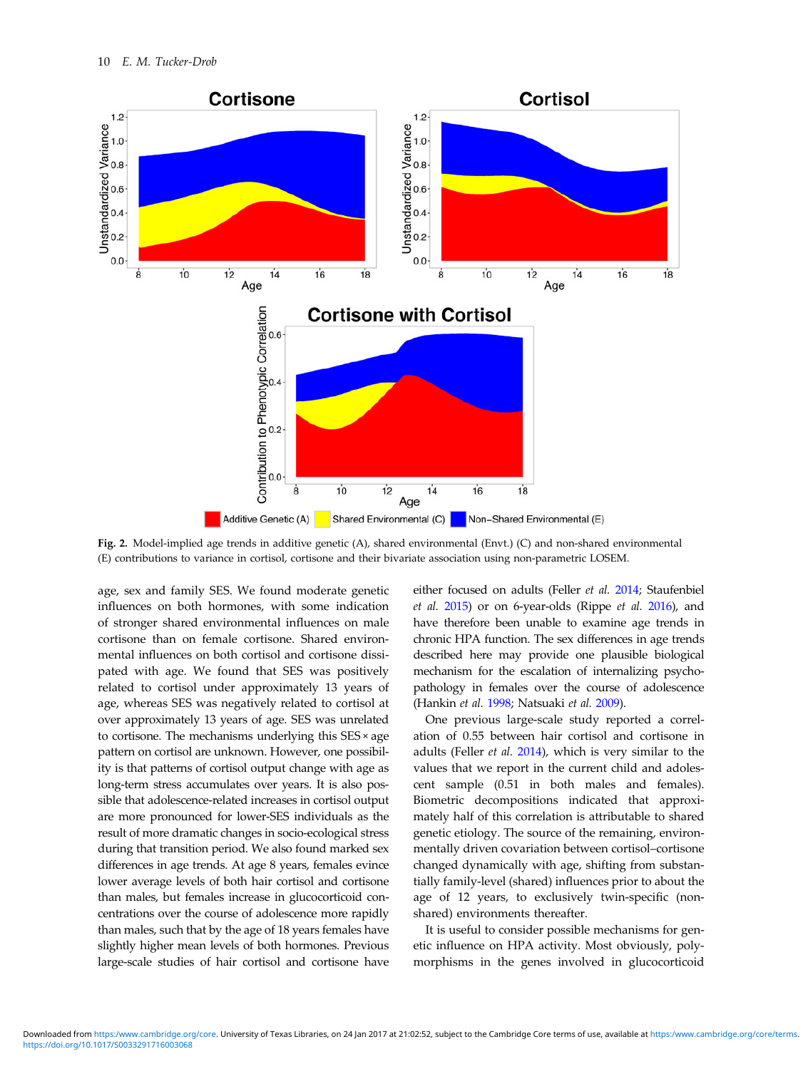**Fig. 2.** Model-implied age trends in additive genetic (A), shared environmental (Envt.) (C) and non-shared environmental (E) contributions to variance in cortisol, cortisone and their bivariate association using non-parametric LOSEM.

age, sex and family SES. We found moderate genetic influences on both hormones, with some indication of stronger shared environmental influences on male cortisone than on female cortisone. Shared environmental influences on both cortisol and cortisone dissipated with age. We found that SES was positively related to cortisol under approximately 13 years of age, whereas SES was negatively related to cortisol at over approximately 13 years of age. SES was unrelated to cortisone. The mechanisms underlying this SES × age pattern on cortisol are unknown. However, one possibility is that patterns of cortisol output change with age as long-term stress accumulates over years. It is also possible that adolescence-related increases in cortisol output are more pronounced for lower-SES individuals as the result of more dramatic changes in socio-ecological stress during that transition period. We also found marked sex differences in age trends. At age 8 years, females evince lower average levels of both hair cortisol and cortisone than males, but females increase in glucocorticoid concentrations over the course of adolescence more rapidly than males, such that by the age of 18 years females have slightly higher mean levels of both hormones. Previous large-scale studies of hair cortisol and cortisone have either focused on adults (Feller *et al.* 2014; Staufenbiel *et al.* 2015) or on 6-year-olds (Rippe *et al.* 2016), and have therefore been unable to examine age trends in chronic HPA function. The sex differences in age trends described here may provide one plausible biological mechanism for the escalation of internalizing psychopathology in females over the course of adolescence (Hankin *et al.* 1998; Natsuaki *et al.* 2009).

One previous large-scale study reported a correlation of 0.55 between hair cortisol and cortisone in adults (Feller *et al.* 2014), which is very similar to the values that we report in the current child and adolescent sample (0.51 in both males and females). Biometric decompositions indicated that approximately half of this correlation is attributable to shared genetic etiology. The source of the remaining, environmentally driven covariation between cortisol–cortisone changed dynamically with age, shifting from substantially family-level (shared) influences prior to about the age of 12 years, to exclusively twin-specific (non-shared) environments thereafter.

It is useful to consider possible mechanisms for genetic influence on HPA activity. Most obviously, polymorphisms in the genes involved in glucocorticoid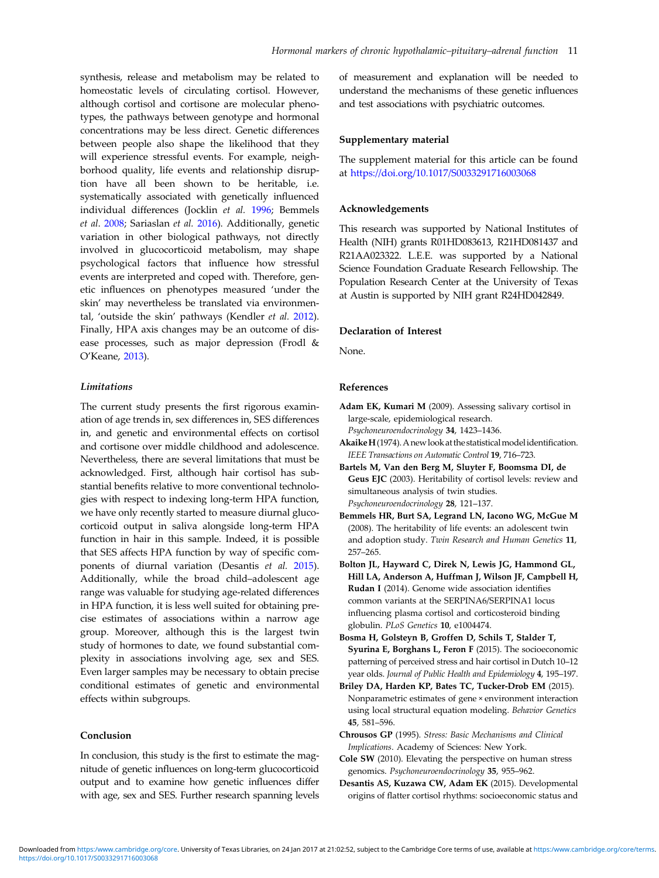synthesis, release and metabolism may be related to homeostatic levels of circulating cortisol. However, although cortisol and cortisone are molecular phenotypes, the pathways between genotype and hormonal concentrations may be less direct. Genetic differences between people also shape the likelihood that they will experience stressful events. For example, neighborhood quality, life events and relationship disruption have all been shown to be heritable, i.e. systematically associated with genetically influenced individual differences (Jocklin *et al.* 1996; Bemmels *et al.* 2008; Sariaslan *et al.* 2016). Additionally, genetic variation in other biological pathways, not directly involved in glucocorticoid metabolism, may shape psychological factors that influence how stressful events are interpreted and coped with. Therefore, genetic influences on phenotypes measured 'under the skin' may nevertheless be translated via environmental, 'outside the skin' pathways (Kendler *et al.* 2012). Finally, HPA axis changes may be an outcome of disease processes, such as major depression (Frodl & O'Keane, 2013).

### *Limitations*

The current study presents the first rigorous examination of age trends in, sex differences in, SES differences in, and genetic and environmental effects on cortisol and cortisone over middle childhood and adolescence. Nevertheless, there are several limitations that must be acknowledged. First, although hair cortisol has substantial benefits relative to more conventional technologies with respect to indexing long-term HPA function, we have only recently started to measure diurnal glucocorticoid output in saliva alongside long-term HPA function in hair in this sample. Indeed, it is possible that SES affects HPA function by way of specific components of diurnal variation (Desantis *et al.* 2015). Additionally, while the broad child–adolescent age range was valuable for studying age-related differences in HPA function, it is less well suited for obtaining precise estimates of associations within a narrow age group. Moreover, although this is the largest twin study of hormones to date, we found substantial complexity in associations involving age, sex and SES. Even larger samples may be necessary to obtain precise conditional estimates of genetic and environmental effects within subgroups.

## Conclusion

In conclusion, this study is the first to estimate the magnitude of genetic influences on long-term glucocorticoid output and to examine how genetic influences differ with age, sex and SES. Further research spanning levels of measurement and explanation will be needed to understand the mechanisms of these genetic influences and test associations with psychiatric outcomes.

## Supplementary material

The supplement material for this article can be found at https://doi.org/10.1017/S0033291716003068

## Acknowledgements

This research was supported by National Institutes of Health (NIH) grants R01HD083613, R21HD081437 and R21AA023322. L.E.E. was supported by a National Science Foundation Graduate Research Fellowship. The Population Research Center at the University of Texas at Austin is supported by NIH grant R24HD042849.

## Declaration of Interest

None.

## References

**Adam EK, Kumari M** (2009). Assessing salivary cortisol in large-scale, epidemiological research. *Psychoneuroendocrinology* **34**, 1423–1436.

**Akaike H** (1974). A new look at the statistical model identification. *IEEE Transactions on Automatic Control* **19**, 716–723.

**Bartels M, Van den Berg M, Sluyter F, Boomsma DI, de Geus EJC** (2003). Heritability of cortisol levels: review and simultaneous analysis of twin studies. *Psychoneuroendocrinology* **28**, 121–137.

**Bemmels HR, Burt SA, Legrand LN, Iacono WG, McGue M** (2008). The heritability of life events: an adolescent twin and adoption study. *Twin Research and Human Genetics* **11**, 257–265.

**Bolton JL, Hayward C, Direk N, Lewis JG, Hammond GL, Hill LA, Anderson A, Huffman J, Wilson JF, Campbell H, Rudan I** (2014). Genome wide association identifies common variants at the SERPINA6/SERPINA1 locus influencing plasma cortisol and corticosteroid binding globulin. *PLoS Genetics* **10**, e1004474.

**Bosma H, Golsteyn B, Groffen D, Schils T, Stalder T, Syurina E, Borghans L, Feron F** (2015). The socioeconomic patterning of perceived stress and hair cortisol in Dutch 10–12 year olds. *Journal of Public Health and Epidemiology* **4**, 195–197.

**Briley DA, Harden KP, Bates TC, Tucker-Drob EM** (2015). Nonparametric estimates of gene × environment interaction using local structural equation modeling. *Behavior Genetics* **45**, 581–596.

**Chrousos GP** (1995). *Stress: Basic Mechanisms and Clinical Implications*. Academy of Sciences: New York.

**Cole SW** (2010). Elevating the perspective on human stress genomics. *Psychoneuroendocrinology* **35**, 955–962.

**Desantis AS, Kuzawa CW, Adam EK** (2015). Developmental origins of flatter cortisol rhythms: socioeconomic status and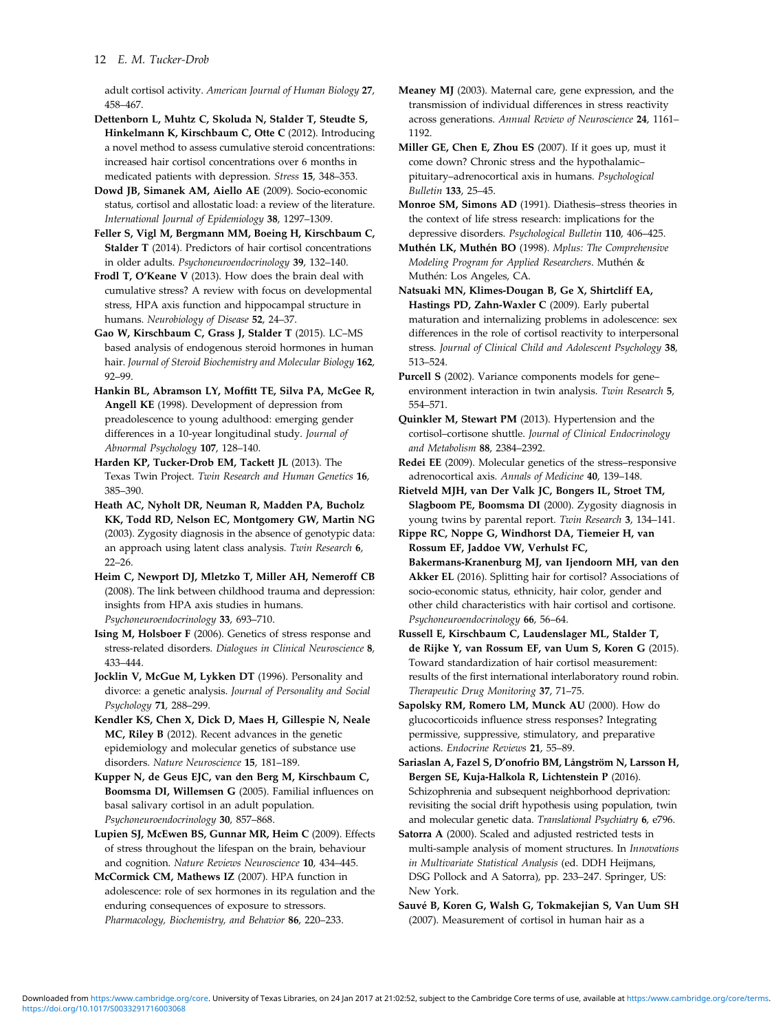adult cortisol activity. *American Journal of Human Biology* **27**, 458–467.

**Dettenborn L, Muhtz C, Skoluda N, Stalder T, Steudte S, Hinkelmann K, Kirschbaum C, Otte C** (2012). Introducing a novel method to assess cumulative steroid concentrations: increased hair cortisol concentrations over 6 months in medicated patients with depression. *Stress* **15**, 348–353.

**Dowd JB, Simanek AM, Aiello AE** (2009). Socio-economic status, cortisol and allostatic load: a review of the literature. *International Journal of Epidemiology* **38**, 1297–1309.

**Feller S, Vigl M, Bergmann MM, Boeing H, Kirschbaum C, Stalder T** (2014). Predictors of hair cortisol concentrations in older adults. *Psychoneuroendocrinology* **39**, 132–140.

**Frodl T, O'Keane V** (2013). How does the brain deal with cumulative stress? A review with focus on developmental stress, HPA axis function and hippocampal structure in humans. *Neurobiology of Disease* **52**, 24–37.

**Gao W, Kirschbaum C, Grass J, Stalder T** (2015). LC–MS based analysis of endogenous steroid hormones in human hair. *Journal of Steroid Biochemistry and Molecular Biology* **162**, 92–99.

**Hankin BL, Abramson LY, Moffitt TE, Silva PA, McGee R, Angell KE** (1998). Development of depression from preadolescence to young adulthood: emerging gender differences in a 10-year longitudinal study. *Journal of Abnormal Psychology* **107**, 128–140.

**Harden KP, Tucker-Drob EM, Tackett JL** (2013). The Texas Twin Project. *Twin Research and Human Genetics* **16**, 385–390.

**Heath AC, Nyholt DR, Neuman R, Madden PA, Bucholz KK, Todd RD, Nelson EC, Montgomery GW, Martin NG** (2003). Zygosity diagnosis in the absence of genotypic data: an approach using latent class analysis. *Twin Research* **6**, 22–26.

**Heim C, Newport DJ, Mletzko T, Miller AH, Nemeroff CB** (2008). The link between childhood trauma and depression: insights from HPA axis studies in humans. *Psychoneuroendocrinology* **33**, 693–710.

**Ising M, Holsboer F** (2006). Genetics of stress response and stress-related disorders. *Dialogues in Clinical Neuroscience* **8**, 433–444.

**Jocklin V, McGue M, Lykken DT** (1996). Personality and divorce: a genetic analysis. *Journal of Personality and Social Psychology* **71**, 288–299.

**Kendler KS, Chen X, Dick D, Maes H, Gillespie N, Neale MC, Riley B** (2012). Recent advances in the genetic epidemiology and molecular genetics of substance use disorders. *Nature Neuroscience* **15**, 181–189.

**Kupper N, de Geus EJC, van den Berg M, Kirschbaum C, Boomsma DI, Willemsen G** (2005). Familial influences on basal salivary cortisol in an adult population. *Psychoneuroendocrinology* **30**, 857–868.

**Lupien SJ, McEwen BS, Gunnar MR, Heim C** (2009). Effects of stress throughout the lifespan on the brain, behaviour and cognition. *Nature Reviews Neuroscience* **10**, 434–445.

**McCormick CM, Mathews IZ** (2007). HPA function in adolescence: role of sex hormones in its regulation and the enduring consequences of exposure to stressors. *Pharmacology, Biochemistry, and Behavior* **86**, 220–233.

**Meaney MJ** (2003). Maternal care, gene expression, and the transmission of individual differences in stress reactivity across generations. *Annual Review of Neuroscience* **24**, 1161–1192.

**Miller GE, Chen E, Zhou ES** (2007). If it goes up, must it come down? Chronic stress and the hypothalamic–pituitary–adrenocortical axis in humans. *Psychological Bulletin* **133**, 25–45.

**Monroe SM, Simons AD** (1991). Diathesis–stress theories in the context of life stress research: implications for the depressive disorders. *Psychological Bulletin* **110**, 406–425.

**Muthén LK, Muthén BO** (1998). *Mplus: The Comprehensive Modeling Program for Applied Researchers*. Muthén & Muthén: Los Angeles, CA.

**Natsuaki MN, Klimes-Dougan B, Ge X, Shirtcliff EA, Hastings PD, Zahn-Waxler C** (2009). Early pubertal maturation and internalizing problems in adolescence: sex differences in the role of cortisol reactivity to interpersonal stress. *Journal of Clinical Child and Adolescent Psychology* **38**, 513–524.

**Purcell S** (2002). Variance components models for gene–environment interaction in twin analysis. *Twin Research* **5**, 554–571.

**Quinkler M, Stewart PM** (2013). Hypertension and the cortisol–cortisone shuttle. *Journal of Clinical Endocrinology and Metabolism* **88**, 2384–2392.

**Redei EE** (2009). Molecular genetics of the stress–responsive adrenocortical axis. *Annals of Medicine* **40**, 139–148.

**Rietveld MJH, van Der Valk JC, Bongers IL, Stroet TM, Slagboom PE, Boomsma DI** (2000). Zygosity diagnosis in young twins by parental report. *Twin Research* **3**, 134–141.

**Rippe RC, Noppe G, Windhorst DA, Tiemeier H, van Rossum EF, Jaddoe VW, Verhulst FC, Bakermans-Kranenburg MJ, van Ijendoorn MH, van den Akker EL** (2016). Splitting hair for cortisol? Associations of socio-economic status, ethnicity, hair color, gender and other child characteristics with hair cortisol and cortisone. *Psychoneuroendocrinology* **66**, 56–64.

**Russell E, Kirschbaum C, Laudenslager ML, Stalder T, de Rijke Y, van Rossum EF, van Uum S, Koren G** (2015). Toward standardization of hair cortisol measurement: results of the first international interlaboratory round robin. *Therapeutic Drug Monitoring* **37**, 71–75.

**Sapolsky RM, Romero LM, Munck AU** (2000). How do glucocorticoids influence stress responses? Integrating permissive, suppressive, stimulatory, and preparative actions. *Endocrine Reviews* **21**, 55–89.

**Sariaslan A, Fazel S, D'onofrio BM, Långström N, Larsson H, Bergen SE, Kuja-Halkola R, Lichtenstein P** (2016). Schizophrenia and subsequent neighborhood deprivation: revisiting the social drift hypothesis using population, twin and molecular genetic data. *Translational Psychiatry* **6**, e796.

**Satorra A** (2000). Scaled and adjusted restricted tests in multi-sample analysis of moment structures. In *Innovations in Multivariate Statistical Analysis* (ed. DDH Heijmans, DSG Pollock and A Satorra), pp. 233–247. Springer, US: New York.

**Sauvé B, Koren G, Walsh G, Tokmakejian S, Van Uum SH** (2007). Measurement of cortisol in human hair as a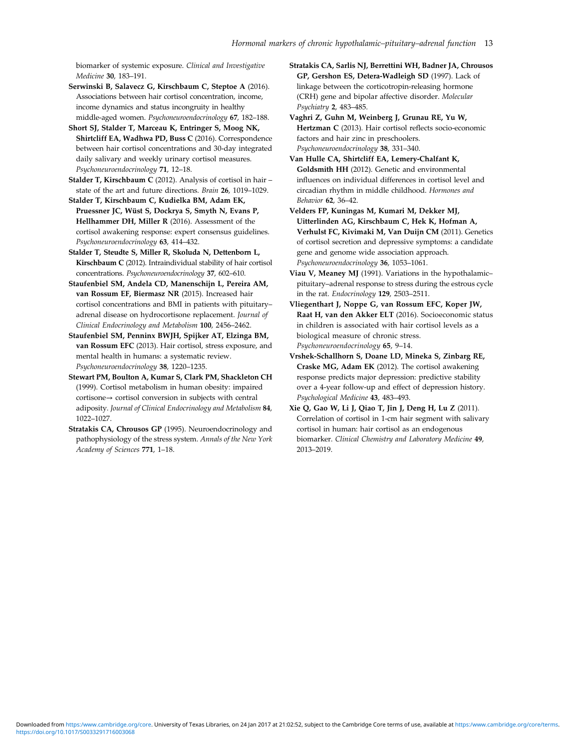biomarker of systemic exposure. *Clinical and Investigative Medicine* **30**, 183–191.

**Serwinski B, Salavecz G, Kirschbaum C, Steptoe A** (2016). Associations between hair cortisol concentration, income, income dynamics and status incongruity in healthy middle-aged women. *Psychoneuroendocrinology* **67**, 182–188.

**Short SJ, Stalder T, Marceau K, Entringer S, Moog NK, Shirtcliff EA, Wadhwa PD, Buss C** (2016). Correspondence between hair cortisol concentrations and 30-day integrated daily salivary and weekly urinary cortisol measures. *Psychoneuroendocrinology* **71**, 12–18.

**Stalder T, Kirschbaum C** (2012). Analysis of cortisol in hair – state of the art and future directions. *Brain* **26**, 1019–1029.

**Stalder T, Kirschbaum C, Kudielka BM, Adam EK, Pruessner JC, Wüst S, Dockrya S, Smyth N, Evans P, Hellhammer DH, Miller R** (2016). Assessment of the cortisol awakening response: expert consensus guidelines. *Psychoneuroendocrinology* **63**, 414–432.

**Stalder T, Steudte S, Miller R, Skoluda N, Dettenborn L, Kirschbaum C** (2012). Intraindividual stability of hair cortisol concentrations. *Psychoneuroendocrinology* **37**, 602–610.

**Staufenbiel SM, Andela CD, Manenschijn L, Pereira AM, van Rossum EF, Biermasz NR** (2015). Increased hair cortisol concentrations and BMI in patients with pituitary–adrenal disease on hydrocortisone replacement. *Journal of Clinical Endocrinology and Metabolism* **100**, 2456–2462.

**Staufenbiel SM, Penninx BWJH, Spijker AT, Elzinga BM, van Rossum EFC** (2013). Hair cortisol, stress exposure, and mental health in humans: a systematic review. *Psychoneuroendocrinology* **38**, 1220–1235.

**Stewart PM, Boulton A, Kumar S, Clark PM, Shackleton CH** (1999). Cortisol metabolism in human obesity: impaired cortisone→ cortisol conversion in subjects with central adiposity. *Journal of Clinical Endocrinology and Metabolism* **84**, 1022–1027.

**Stratakis CA, Chrousos GP** (1995). Neuroendocrinology and pathophysiology of the stress system. *Annals of the New York Academy of Sciences* **771**, 1–18.

**Stratakis CA, Sarlis NJ, Berrettini WH, Badner JA, Chrousos GP, Gershon ES, Detera-Wadleigh SD** (1997). Lack of linkage between the corticotropin-releasing hormone (CRH) gene and bipolar affective disorder. *Molecular Psychiatry* **2**, 483–485.

**Vaghri Z, Guhn M, Weinberg J, Grunau RE, Yu W, Hertzman C** (2013). Hair cortisol reflects socio-economic factors and hair zinc in preschoolers. *Psychoneuroendocrinology* **38**, 331–340.

**Van Hulle CA, Shirtcliff EA, Lemery-Chalfant K, Goldsmith HH** (2012). Genetic and environmental influences on individual differences in cortisol level and circadian rhythm in middle childhood. *Hormones and Behavior* **62**, 36–42.

**Velders FP, Kuningas M, Kumari M, Dekker MJ, Uitterlinden AG, Kirschbaum C, Hek K, Hofman A, Verhulst FC, Kivimaki M, Van Duijn CM** (2011). Genetics of cortisol secretion and depressive symptoms: a candidate gene and genome wide association approach. *Psychoneuroendocrinology* **36**, 1053–1061.

**Viau V, Meaney MJ** (1991). Variations in the hypothalamic–pituitary–adrenal response to stress during the estrous cycle in the rat. *Endocrinology* **129**, 2503–2511.

**Vliegenthart J, Noppe G, van Rossum EFC, Koper JW, Raat H, van den Akker ELT** (2016). Socioeconomic status in children is associated with hair cortisol levels as a biological measure of chronic stress. *Psychoneuroendocrinology* **65**, 9–14.

**Vrshek-Schallhorn S, Doane LD, Mineka S, Zinbarg RE, Craske MG, Adam EK** (2012). The cortisol awakening response predicts major depression: predictive stability over a 4-year follow-up and effect of depression history. *Psychological Medicine* **43**, 483–493.

**Xie Q, Gao W, Li J, Qiao T, Jin J, Deng H, Lu Z** (2011). Correlation of cortisol in 1-cm hair segment with salivary cortisol in human: hair cortisol as an endogenous biomarker. *Clinical Chemistry and Laboratory Medicine* **49**, 2013–2019.